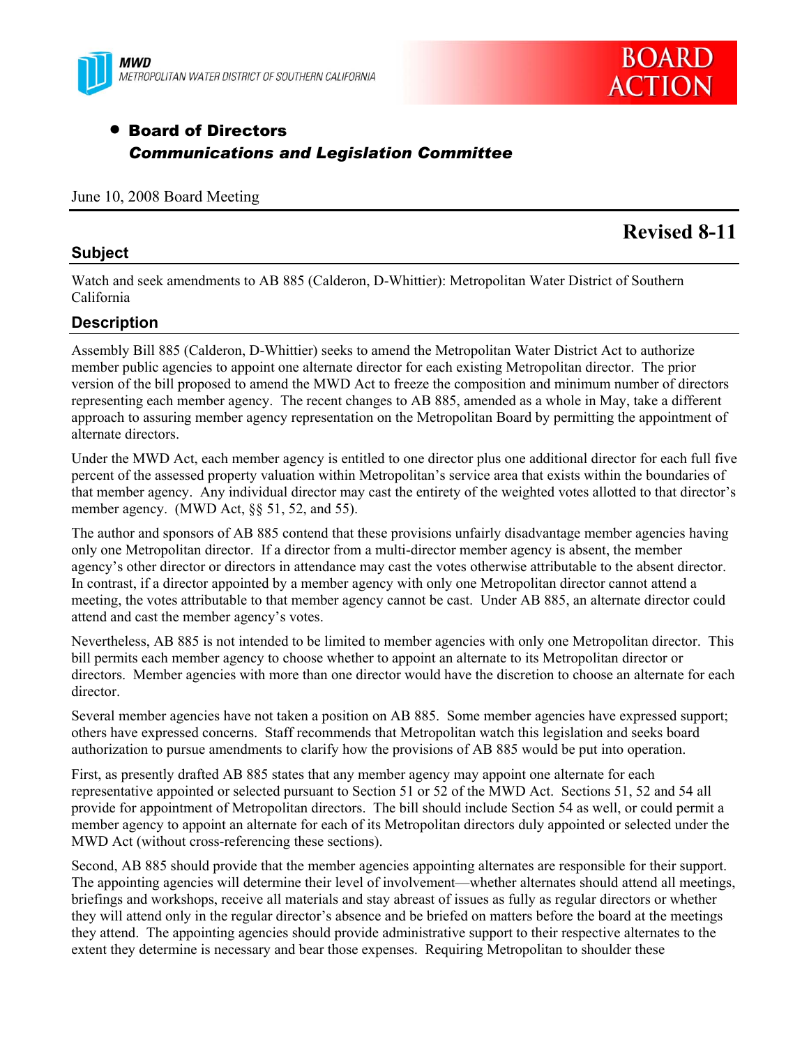MWD
METROPOLITAN WATER DISTRICT OF SOUTHERN CALIFORNIA

**BOARD ACTION**

- **Board of Directors**
  ***Communications and Legislation Committee***

June 10, 2008 Board Meeting

**Revised 8-11**

## Subject

Watch and seek amendments to AB 885 (Calderon, D-Whittier): Metropolitan Water District of Southern California

## Description

Assembly Bill 885 (Calderon, D-Whittier) seeks to amend the Metropolitan Water District Act to authorize member public agencies to appoint one alternate director for each existing Metropolitan director. The prior version of the bill proposed to amend the MWD Act to freeze the composition and minimum number of directors representing each member agency. The recent changes to AB 885, amended as a whole in May, take a different approach to assuring member agency representation on the Metropolitan Board by permitting the appointment of alternate directors.

Under the MWD Act, each member agency is entitled to one director plus one additional director for each full five percent of the assessed property valuation within Metropolitan's service area that exists within the boundaries of that member agency. Any individual director may cast the entirety of the weighted votes allotted to that director's member agency. (MWD Act, §§ 51, 52, and 55).

The author and sponsors of AB 885 contend that these provisions unfairly disadvantage member agencies having only one Metropolitan director. If a director from a multi-director member agency is absent, the member agency's other director or directors in attendance may cast the votes otherwise attributable to the absent director. In contrast, if a director appointed by a member agency with only one Metropolitan director cannot attend a meeting, the votes attributable to that member agency cannot be cast. Under AB 885, an alternate director could attend and cast the member agency's votes.

Nevertheless, AB 885 is not intended to be limited to member agencies with only one Metropolitan director. This bill permits each member agency to choose whether to appoint an alternate to its Metropolitan director or directors. Member agencies with more than one director would have the discretion to choose an alternate for each director.

Several member agencies have not taken a position on AB 885. Some member agencies have expressed support; others have expressed concerns. Staff recommends that Metropolitan watch this legislation and seeks board authorization to pursue amendments to clarify how the provisions of AB 885 would be put into operation.

First, as presently drafted AB 885 states that any member agency may appoint one alternate for each representative appointed or selected pursuant to Section 51 or 52 of the MWD Act. Sections 51, 52 and 54 all provide for appointment of Metropolitan directors. The bill should include Section 54 as well, or could permit a member agency to appoint an alternate for each of its Metropolitan directors duly appointed or selected under the MWD Act (without cross-referencing these sections).

Second, AB 885 should provide that the member agencies appointing alternates are responsible for their support. The appointing agencies will determine their level of involvement—whether alternates should attend all meetings, briefings and workshops, receive all materials and stay abreast of issues as fully as regular directors or whether they will attend only in the regular director's absence and be briefed on matters before the board at the meetings they attend. The appointing agencies should provide administrative support to their respective alternates to the extent they determine is necessary and bear those expenses. Requiring Metropolitan to shoulder these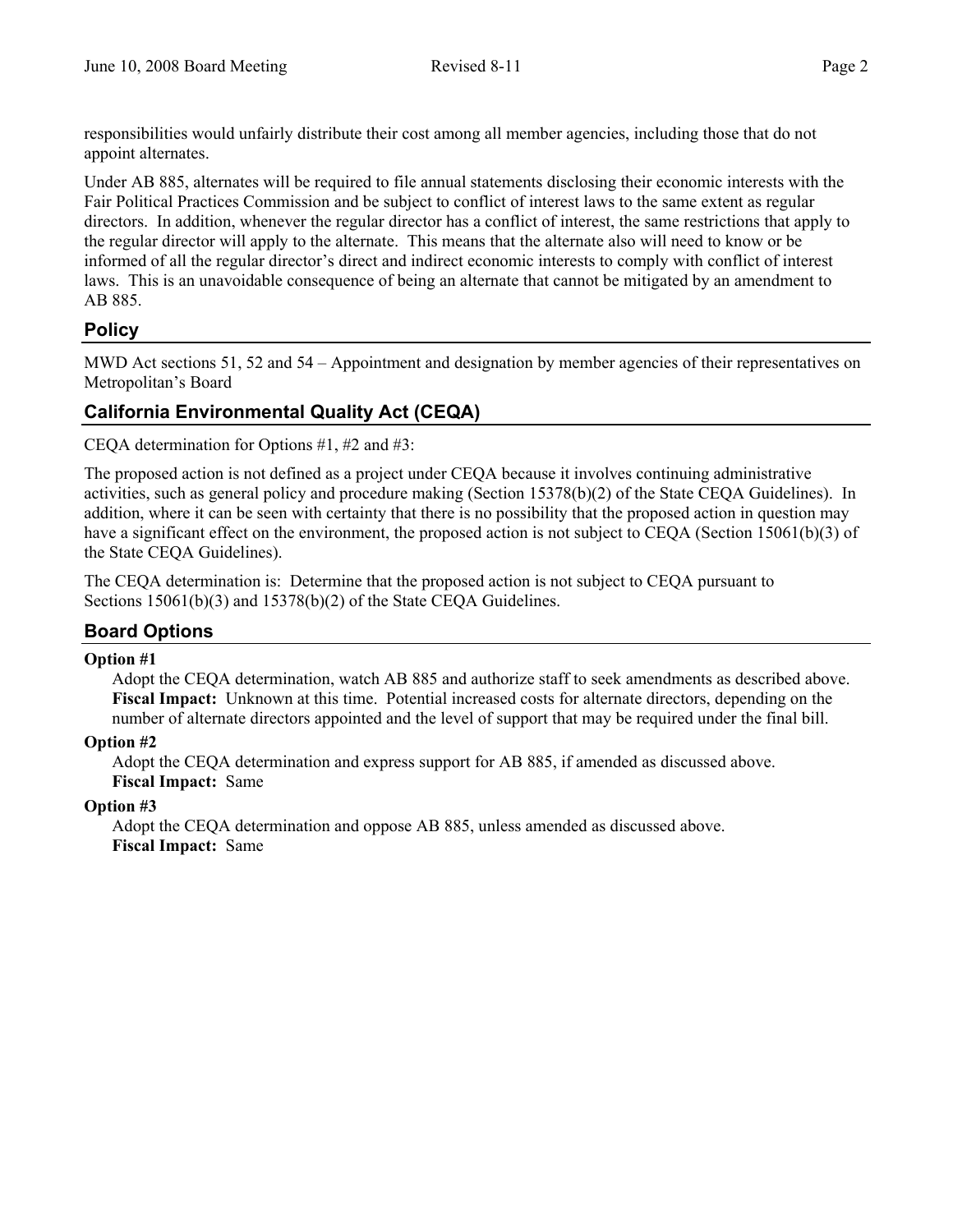responsibilities would unfairly distribute their cost among all member agencies, including those that do not appoint alternates.

Under AB 885, alternates will be required to file annual statements disclosing their economic interests with the Fair Political Practices Commission and be subject to conflict of interest laws to the same extent as regular directors. In addition, whenever the regular director has a conflict of interest, the same restrictions that apply to the regular director will apply to the alternate. This means that the alternate also will need to know or be informed of all the regular director's direct and indirect economic interests to comply with conflict of interest laws. This is an unavoidable consequence of being an alternate that cannot be mitigated by an amendment to AB 885.

## Policy

MWD Act sections 51, 52 and 54 – Appointment and designation by member agencies of their representatives on Metropolitan's Board

## California Environmental Quality Act (CEQA)

CEQA determination for Options #1, #2 and #3:

The proposed action is not defined as a project under CEQA because it involves continuing administrative activities, such as general policy and procedure making (Section 15378(b)(2) of the State CEQA Guidelines). In addition, where it can be seen with certainty that there is no possibility that the proposed action in question may have a significant effect on the environment, the proposed action is not subject to CEQA (Section 15061(b)(3) of the State CEQA Guidelines).

The CEQA determination is: Determine that the proposed action is not subject to CEQA pursuant to Sections 15061(b)(3) and 15378(b)(2) of the State CEQA Guidelines.

## Board Options

**Option #1**

Adopt the CEQA determination, watch AB 885 and authorize staff to seek amendments as described above.
**Fiscal Impact:** Unknown at this time. Potential increased costs for alternate directors, depending on the number of alternate directors appointed and the level of support that may be required under the final bill.

**Option #2**

Adopt the CEQA determination and express support for AB 885, if amended as discussed above.
**Fiscal Impact:** Same

**Option #3**

Adopt the CEQA determination and oppose AB 885, unless amended as discussed above.
**Fiscal Impact:** Same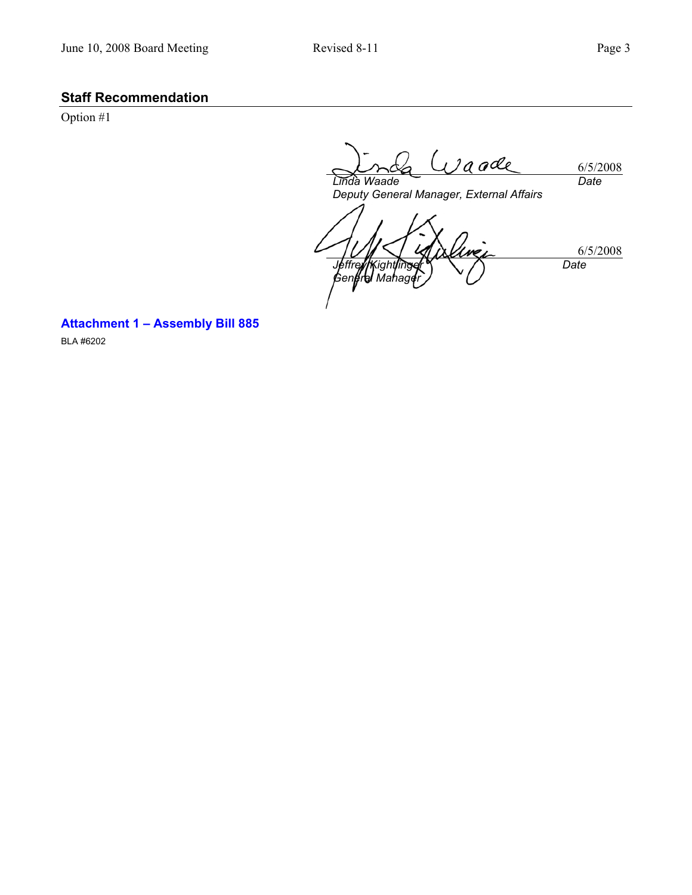## Staff Recommendation

Option #1

*Linda Waade* 6/5/2008
*Deputy General Manager, External Affairs* *Date*

*Jeffrey Kightlinger* 6/5/2008
*General Manager* *Date*

**Attachment 1 – Assembly Bill 885**

BLA #6202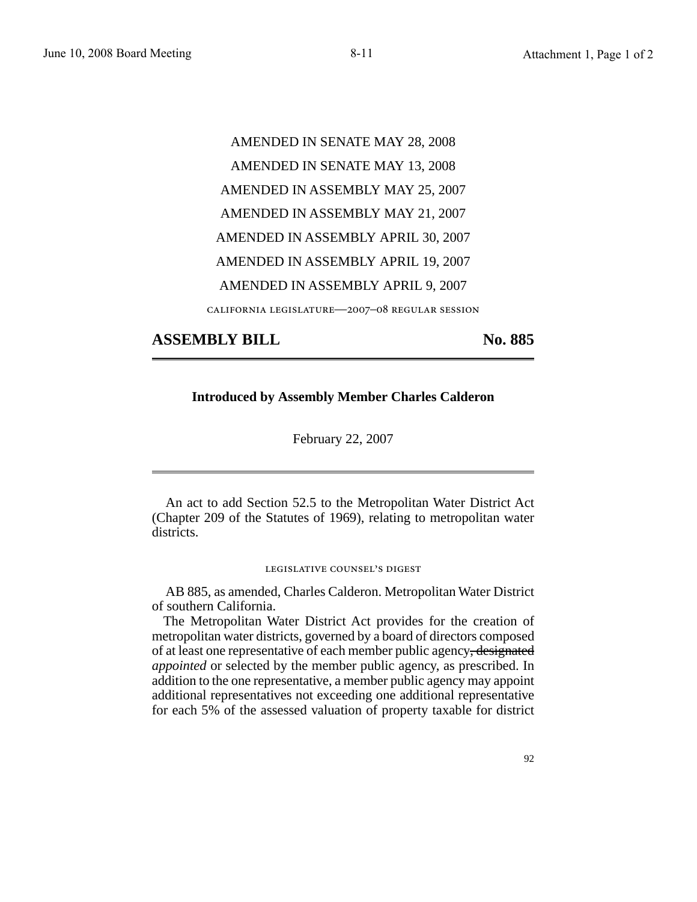AMENDED IN SENATE MAY 28, 2008

AMENDED IN SENATE MAY 13, 2008

AMENDED IN ASSEMBLY MAY 25, 2007

AMENDED IN ASSEMBLY MAY 21, 2007

AMENDED IN ASSEMBLY APRIL 30, 2007

AMENDED IN ASSEMBLY APRIL 19, 2007

AMENDED IN ASSEMBLY APRIL 9, 2007

CALIFORNIA LEGISLATURE—2007–08 REGULAR SESSION

# ASSEMBLY BILL No. 885

**Introduced by Assembly Member Charles Calderon**

February 22, 2007

An act to add Section 52.5 to the Metropolitan Water District Act (Chapter 209 of the Statutes of 1969), relating to metropolitan water districts.

LEGISLATIVE COUNSEL'S DIGEST

AB 885, as amended, Charles Calderon. Metropolitan Water District of southern California.

The Metropolitan Water District Act provides for the creation of metropolitan water districts, governed by a board of directors composed of at least one representative of each member public agency~~, designated~~ *appointed* or selected by the member public agency, as prescribed. In addition to the one representative, a member public agency may appoint additional representatives not exceeding one additional representative for each 5% of the assessed valuation of property taxable for district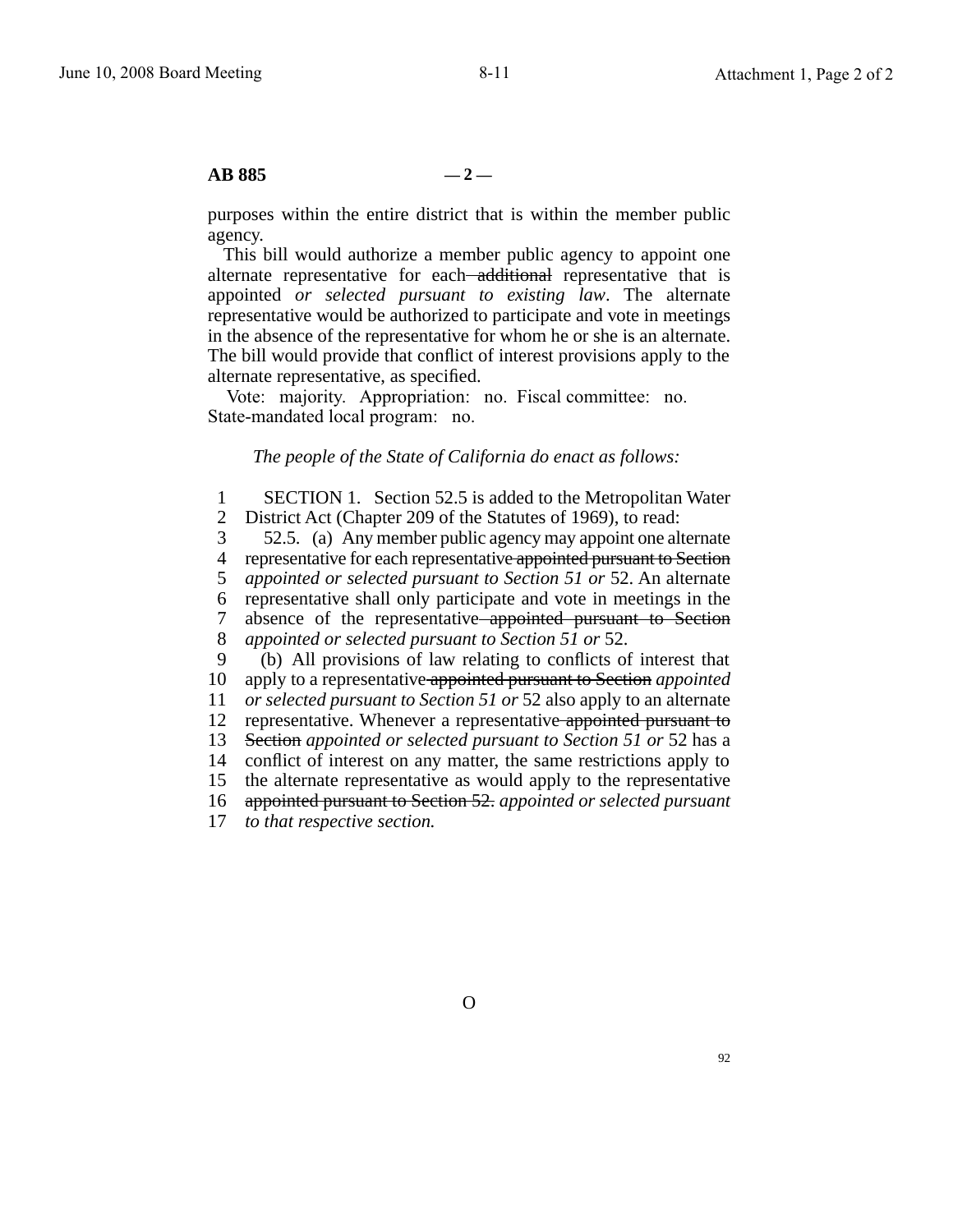purposes within the entire district that is within the member public agency.

This bill would authorize a member public agency to appoint one alternate representative for each ~~additional~~ representative that is appointed *or selected pursuant to existing law*. The alternate representative would be authorized to participate and vote in meetings in the absence of the representative for whom he or she is an alternate. The bill would provide that conflict of interest provisions apply to the alternate representative, as specified.

Vote: majority. Appropriation: no. Fiscal committee: no. State-mandated local program: no.

*The people of the State of California do enact as follows:*

SECTION 1. Section 52.5 is added to the Metropolitan Water District Act (Chapter 209 of the Statutes of 1969), to read:

52.5. (a) Any member public agency may appoint one alternate representative for each representative ~~appointed pursuant to Section~~ *appointed or selected pursuant to Section 51 or* 52. An alternate representative shall only participate and vote in meetings in the absence of the representative ~~appointed pursuant to Section~~ *appointed or selected pursuant to Section 51 or* 52.

(b) All provisions of law relating to conflicts of interest that apply to a representative ~~appointed pursuant to Section~~ *appointed or selected pursuant to Section 51 or* 52 also apply to an alternate representative. Whenever a representative ~~appointed pursuant to Section~~ *appointed or selected pursuant to Section 51 or* 52 has a conflict of interest on any matter, the same restrictions apply to the alternate representative as would apply to the representative ~~appointed pursuant to Section 52.~~ *appointed or selected pursuant to that respective section.*

O